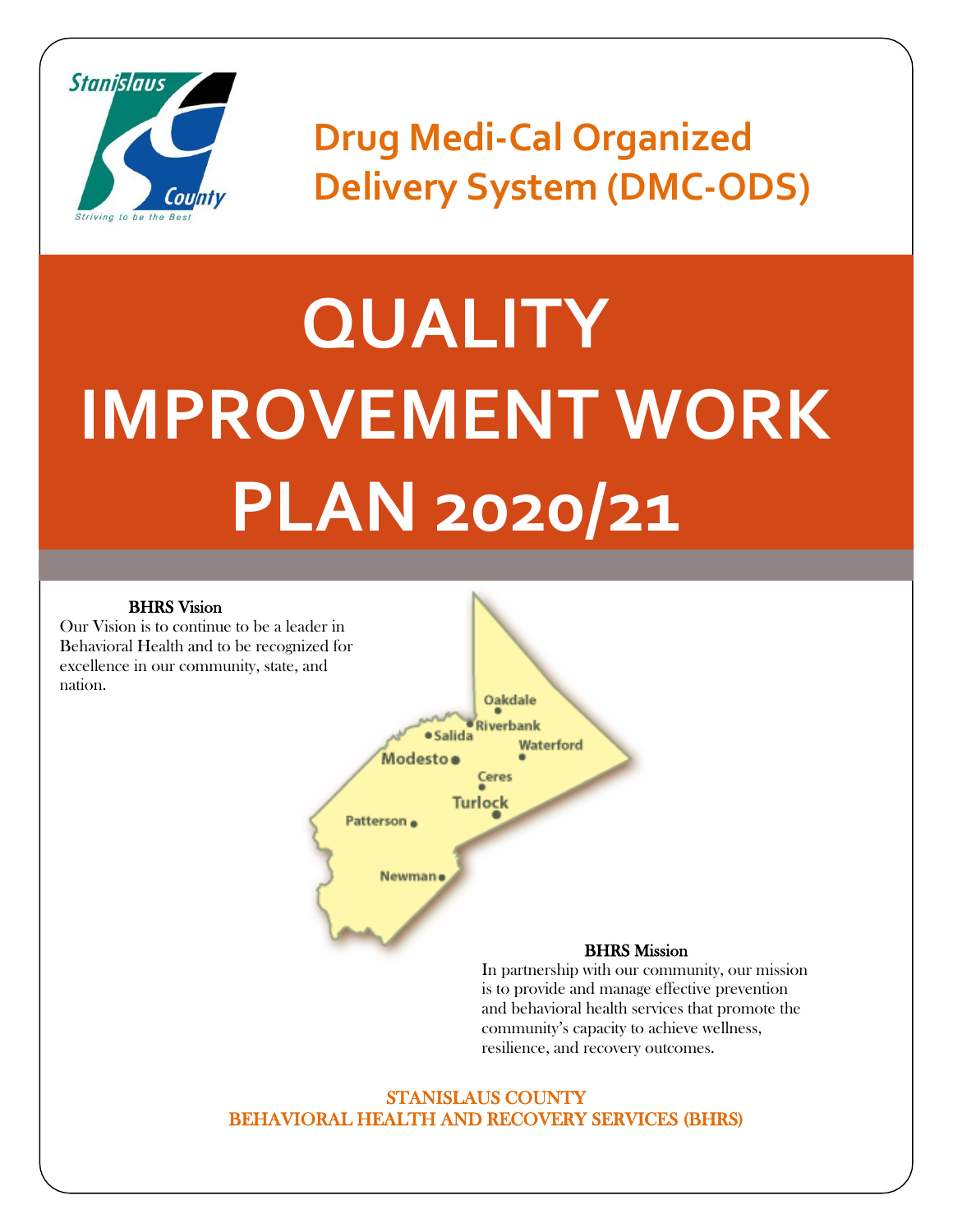# Drug Medi-Cal Organized Delivery System (DMC-ODS)

# QUALITY IMPROVEMENT WORK PLAN 2020/21

**BHRS Vision**

Our Vision is to continue to be a leader in Behavioral Health and to be recognized for excellence in our community, state, and nation.

Oakdale
Riverbank
Salida
Waterford
Modesto
Ceres
Turlock
Patterson
Newman

**BHRS Mission**

In partnership with our community, our mission is to provide and manage effective prevention and behavioral health services that promote the community's capacity to achieve wellness, resilience, and recovery outcomes.

STANISLAUS COUNTY
BEHAVIORAL HEALTH AND RECOVERY SERVICES (BHRS)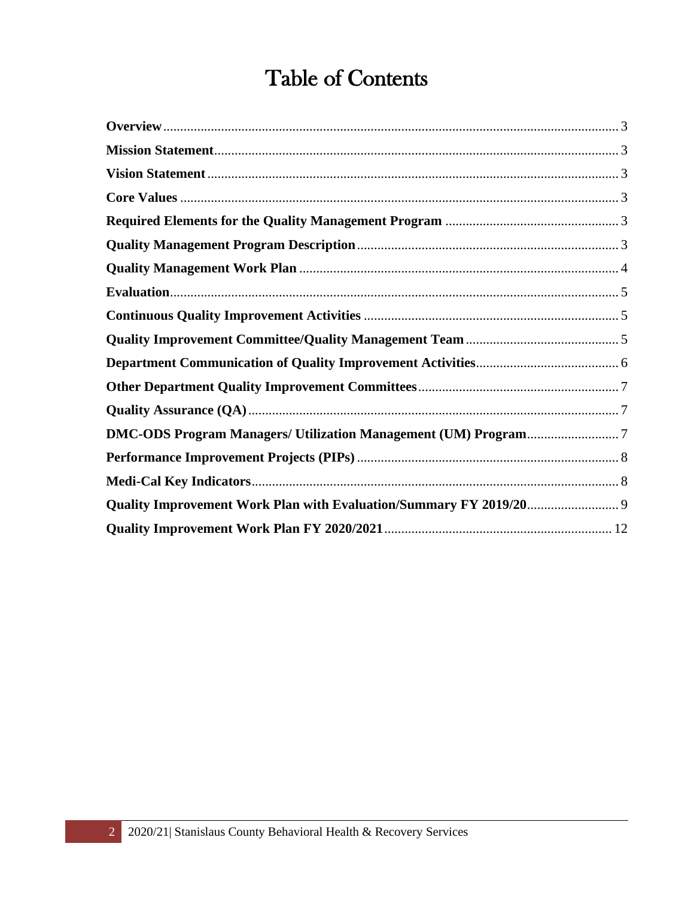# Table of Contents

| | |
|---|---|
| **Overview** | 3 |
| **Mission Statement** | 3 |
| **Vision Statement** | 3 |
| **Core Values** | 3 |
| **Required Elements for the Quality Management Program** | 3 |
| **Quality Management Program Description** | 3 |
| **Quality Management Work Plan** | 4 |
| **Evaluation** | 5 |
| **Continuous Quality Improvement Activities** | 5 |
| **Quality Improvement Committee/Quality Management Team** | 5 |
| **Department Communication of Quality Improvement Activities** | 6 |
| **Other Department Quality Improvement Committees** | 7 |
| **Quality Assurance (QA)** | 7 |
| **DMC-ODS Program Managers/ Utilization Management (UM) Program** | 7 |
| **Performance Improvement Projects (PIPs)** | 8 |
| **Medi-Cal Key Indicators** | 8 |
| **Quality Improvement Work Plan with Evaluation/Summary FY 2019/20** | 9 |
| **Quality Improvement Work Plan FY 2020/2021** | 12 |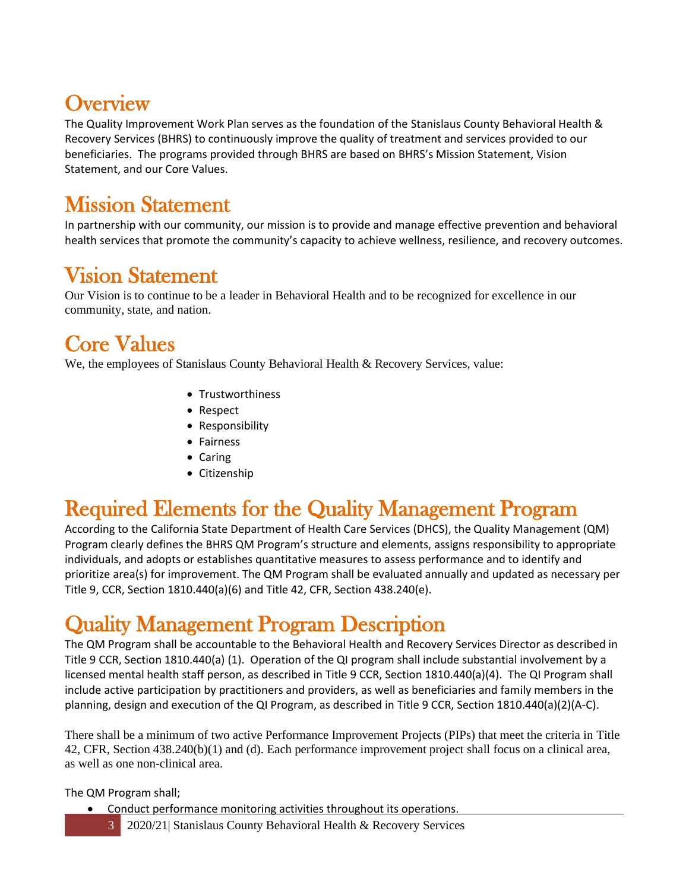# Overview

The Quality Improvement Work Plan serves as the foundation of the Stanislaus County Behavioral Health & Recovery Services (BHRS) to continuously improve the quality of treatment and services provided to our beneficiaries. The programs provided through BHRS are based on BHRS's Mission Statement, Vision Statement, and our Core Values.

# Mission Statement

In partnership with our community, our mission is to provide and manage effective prevention and behavioral health services that promote the community's capacity to achieve wellness, resilience, and recovery outcomes.

# Vision Statement

Our Vision is to continue to be a leader in Behavioral Health and to be recognized for excellence in our community, state, and nation.

# Core Values

We, the employees of Stanislaus County Behavioral Health & Recovery Services, value:

- Trustworthiness
- Respect
- Responsibility
- Fairness
- Caring
- Citizenship

# Required Elements for the Quality Management Program

According to the California State Department of Health Care Services (DHCS), the Quality Management (QM) Program clearly defines the BHRS QM Program's structure and elements, assigns responsibility to appropriate individuals, and adopts or establishes quantitative measures to assess performance and to identify and prioritize area(s) for improvement. The QM Program shall be evaluated annually and updated as necessary per Title 9, CCR, Section 1810.440(a)(6) and Title 42, CFR, Section 438.240(e).

# Quality Management Program Description

The QM Program shall be accountable to the Behavioral Health and Recovery Services Director as described in Title 9 CCR, Section 1810.440(a) (1). Operation of the QI program shall include substantial involvement by a licensed mental health staff person, as described in Title 9 CCR, Section 1810.440(a)(4). The QI Program shall include active participation by practitioners and providers, as well as beneficiaries and family members in the planning, design and execution of the QI Program, as described in Title 9 CCR, Section 1810.440(a)(2)(A-C).

There shall be a minimum of two active Performance Improvement Projects (PIPs) that meet the criteria in Title 42, CFR, Section 438.240(b)(1) and (d). Each performance improvement project shall focus on a clinical area, as well as one non-clinical area.

The QM Program shall;

- Conduct performance monitoring activities throughout its operations.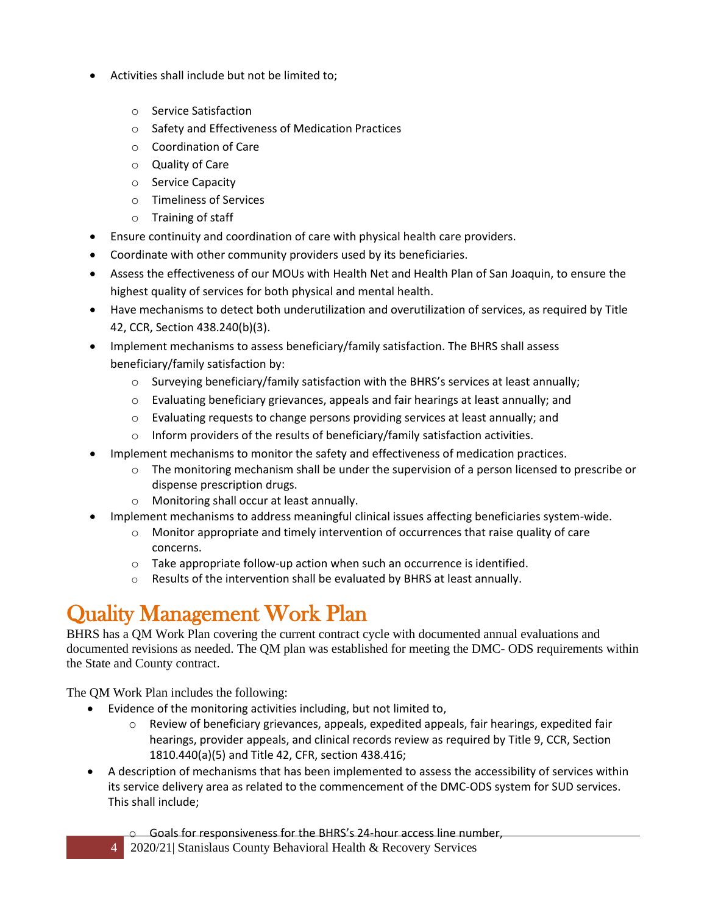- Activities shall include but not be limited to;
  - Service Satisfaction
  - Safety and Effectiveness of Medication Practices
  - Coordination of Care
  - Quality of Care
  - Service Capacity
  - Timeliness of Services
  - Training of staff
- Ensure continuity and coordination of care with physical health care providers.
- Coordinate with other community providers used by its beneficiaries.
- Assess the effectiveness of our MOUs with Health Net and Health Plan of San Joaquin, to ensure the highest quality of services for both physical and mental health.
- Have mechanisms to detect both underutilization and overutilization of services, as required by Title 42, CCR, Section 438.240(b)(3).
- Implement mechanisms to assess beneficiary/family satisfaction. The BHRS shall assess beneficiary/family satisfaction by:
  - Surveying beneficiary/family satisfaction with the BHRS's services at least annually;
  - Evaluating beneficiary grievances, appeals and fair hearings at least annually; and
  - Evaluating requests to change persons providing services at least annually; and
  - Inform providers of the results of beneficiary/family satisfaction activities.
- Implement mechanisms to monitor the safety and effectiveness of medication practices.
  - The monitoring mechanism shall be under the supervision of a person licensed to prescribe or dispense prescription drugs.
  - Monitoring shall occur at least annually.
- Implement mechanisms to address meaningful clinical issues affecting beneficiaries system-wide.
  - Monitor appropriate and timely intervention of occurrences that raise quality of care concerns.
  - Take appropriate follow-up action when such an occurrence is identified.
  - Results of the intervention shall be evaluated by BHRS at least annually.

# Quality Management Work Plan

BHRS has a QM Work Plan covering the current contract cycle with documented annual evaluations and documented revisions as needed. The QM plan was established for meeting the DMC- ODS requirements within the State and County contract.

The QM Work Plan includes the following:

- Evidence of the monitoring activities including, but not limited to,
  - Review of beneficiary grievances, appeals, expedited appeals, fair hearings, expedited fair hearings, provider appeals, and clinical records review as required by Title 9, CCR, Section 1810.440(a)(5) and Title 42, CFR, section 438.416;
- A description of mechanisms that has been implemented to assess the accessibility of services within its service delivery area as related to the commencement of the DMC-ODS system for SUD services. This shall include;
  - Goals for responsiveness for the BHRS's 24-hour access line number,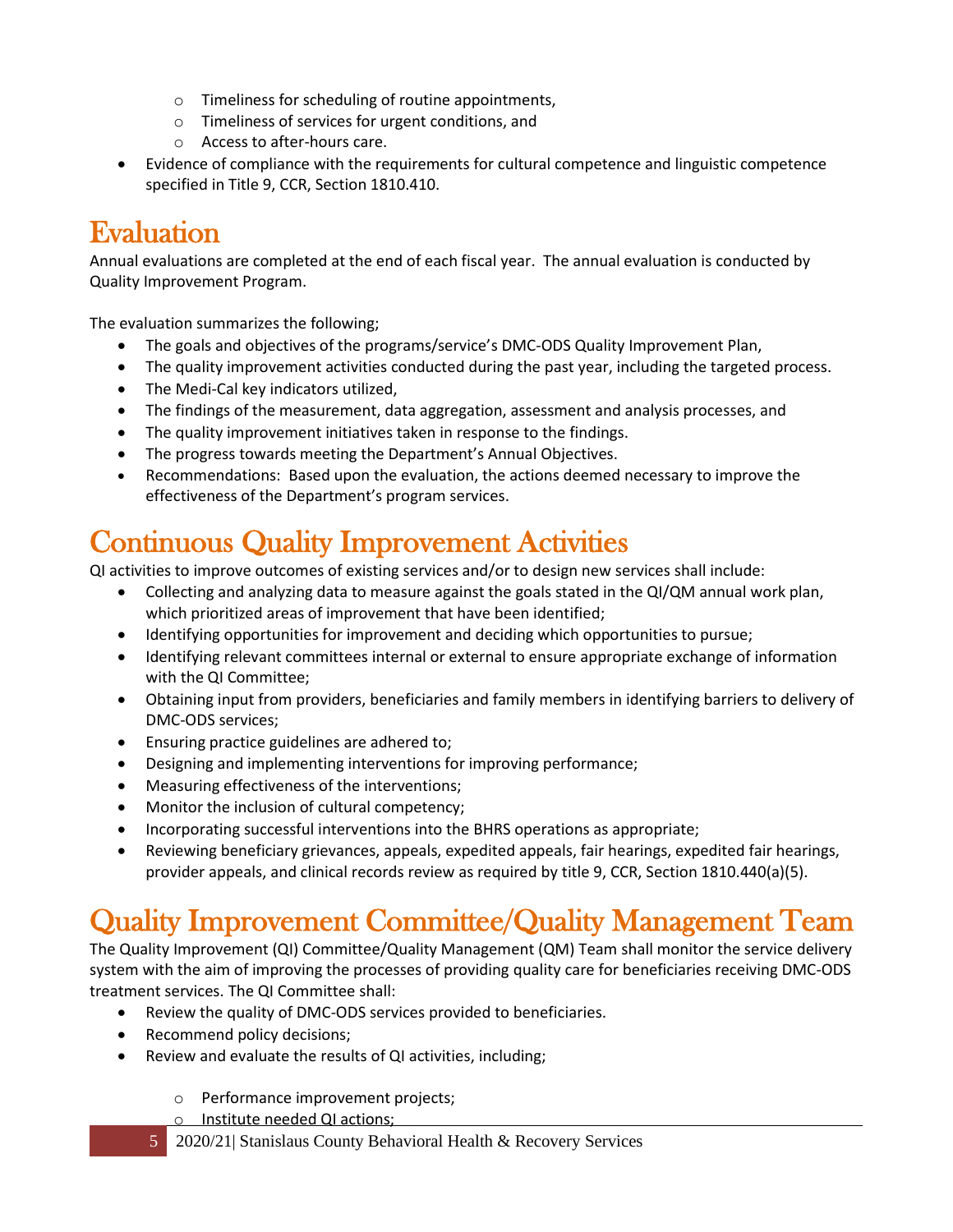- Timeliness for scheduling of routine appointments,
  - Timeliness of services for urgent conditions, and
  - Access to after-hours care.
- Evidence of compliance with the requirements for cultural competence and linguistic competence specified in Title 9, CCR, Section 1810.410.

# Evaluation

Annual evaluations are completed at the end of each fiscal year. The annual evaluation is conducted by Quality Improvement Program.

The evaluation summarizes the following;

- The goals and objectives of the programs/service's DMC-ODS Quality Improvement Plan,
- The quality improvement activities conducted during the past year, including the targeted process.
- The Medi-Cal key indicators utilized,
- The findings of the measurement, data aggregation, assessment and analysis processes, and
- The quality improvement initiatives taken in response to the findings.
- The progress towards meeting the Department's Annual Objectives.
- Recommendations: Based upon the evaluation, the actions deemed necessary to improve the effectiveness of the Department's program services.

# Continuous Quality Improvement Activities

QI activities to improve outcomes of existing services and/or to design new services shall include:

- Collecting and analyzing data to measure against the goals stated in the QI/QM annual work plan, which prioritized areas of improvement that have been identified;
- Identifying opportunities for improvement and deciding which opportunities to pursue;
- Identifying relevant committees internal or external to ensure appropriate exchange of information with the QI Committee;
- Obtaining input from providers, beneficiaries and family members in identifying barriers to delivery of DMC-ODS services;
- Ensuring practice guidelines are adhered to;
- Designing and implementing interventions for improving performance;
- Measuring effectiveness of the interventions;
- Monitor the inclusion of cultural competency;
- Incorporating successful interventions into the BHRS operations as appropriate;
- Reviewing beneficiary grievances, appeals, expedited appeals, fair hearings, expedited fair hearings, provider appeals, and clinical records review as required by title 9, CCR, Section 1810.440(a)(5).

# Quality Improvement Committee/Quality Management Team

The Quality Improvement (QI) Committee/Quality Management (QM) Team shall monitor the service delivery system with the aim of improving the processes of providing quality care for beneficiaries receiving DMC-ODS treatment services. The QI Committee shall:

- Review the quality of DMC-ODS services provided to beneficiaries.
- Recommend policy decisions;
- Review and evaluate the results of QI activities, including;
  - Performance improvement projects;
  - Institute needed QI actions;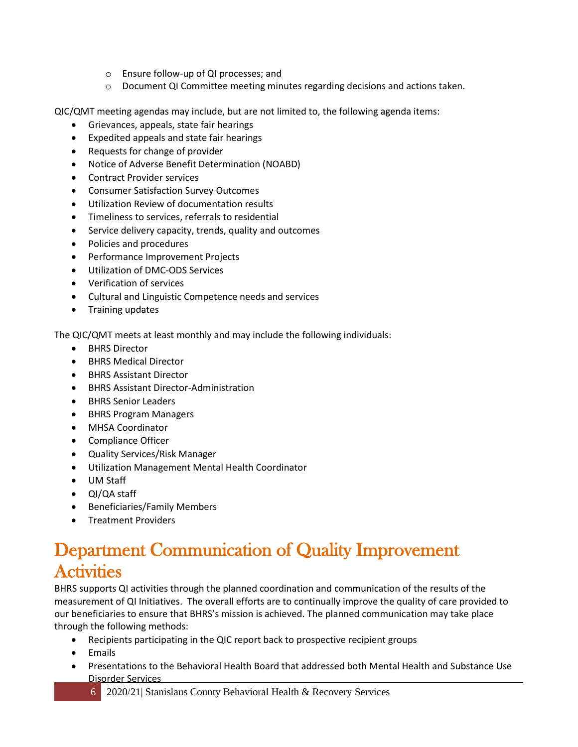- Ensure follow-up of QI processes; and
  - Document QI Committee meeting minutes regarding decisions and actions taken.

QIC/QMT meeting agendas may include, but are not limited to, the following agenda items:

- Grievances, appeals, state fair hearings
- Expedited appeals and state fair hearings
- Requests for change of provider
- Notice of Adverse Benefit Determination (NOABD)
- Contract Provider services
- Consumer Satisfaction Survey Outcomes
- Utilization Review of documentation results
- Timeliness to services, referrals to residential
- Service delivery capacity, trends, quality and outcomes
- Policies and procedures
- Performance Improvement Projects
- Utilization of DMC-ODS Services
- Verification of services
- Cultural and Linguistic Competence needs and services
- Training updates

The QIC/QMT meets at least monthly and may include the following individuals:

- BHRS Director
- BHRS Medical Director
- BHRS Assistant Director
- BHRS Assistant Director-Administration
- BHRS Senior Leaders
- BHRS Program Managers
- MHSA Coordinator
- Compliance Officer
- Quality Services/Risk Manager
- Utilization Management Mental Health Coordinator
- UM Staff
- QI/QA staff
- Beneficiaries/Family Members
- Treatment Providers

# Department Communication of Quality Improvement Activities

BHRS supports QI activities through the planned coordination and communication of the results of the measurement of QI Initiatives. The overall efforts are to continually improve the quality of care provided to our beneficiaries to ensure that BHRS's mission is achieved. The planned communication may take place through the following methods:

- Recipients participating in the QIC report back to prospective recipient groups
- Emails
- Presentations to the Behavioral Health Board that addressed both Mental Health and Substance Use Disorder Services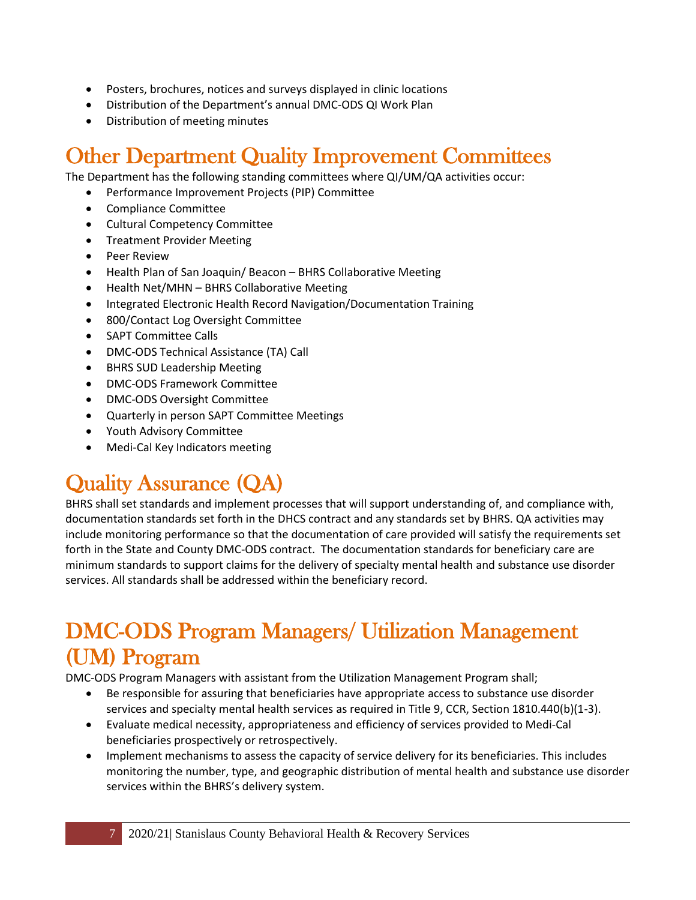- Posters, brochures, notices and surveys displayed in clinic locations
- Distribution of the Department's annual DMC-ODS QI Work Plan
- Distribution of meeting minutes

# Other Department Quality Improvement Committees

The Department has the following standing committees where QI/UM/QA activities occur:

- Performance Improvement Projects (PIP) Committee
- Compliance Committee
- Cultural Competency Committee
- Treatment Provider Meeting
- Peer Review
- Health Plan of San Joaquin/ Beacon – BHRS Collaborative Meeting
- Health Net/MHN – BHRS Collaborative Meeting
- Integrated Electronic Health Record Navigation/Documentation Training
- 800/Contact Log Oversight Committee
- SAPT Committee Calls
- DMC-ODS Technical Assistance (TA) Call
- BHRS SUD Leadership Meeting
- DMC-ODS Framework Committee
- DMC-ODS Oversight Committee
- Quarterly in person SAPT Committee Meetings
- Youth Advisory Committee
- Medi-Cal Key Indicators meeting

# Quality Assurance (QA)

BHRS shall set standards and implement processes that will support understanding of, and compliance with, documentation standards set forth in the DHCS contract and any standards set by BHRS. QA activities may include monitoring performance so that the documentation of care provided will satisfy the requirements set forth in the State and County DMC-ODS contract. The documentation standards for beneficiary care are minimum standards to support claims for the delivery of specialty mental health and substance use disorder services. All standards shall be addressed within the beneficiary record.

# DMC-ODS Program Managers/ Utilization Management (UM) Program

DMC-ODS Program Managers with assistant from the Utilization Management Program shall;

- Be responsible for assuring that beneficiaries have appropriate access to substance use disorder services and specialty mental health services as required in Title 9, CCR, Section 1810.440(b)(1-3).
- Evaluate medical necessity, appropriateness and efficiency of services provided to Medi-Cal beneficiaries prospectively or retrospectively.
- Implement mechanisms to assess the capacity of service delivery for its beneficiaries. This includes monitoring the number, type, and geographic distribution of mental health and substance use disorder services within the BHRS's delivery system.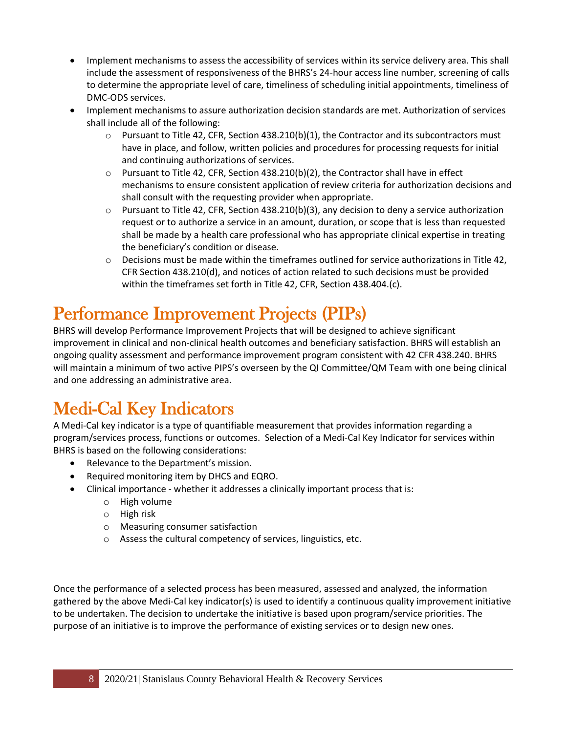- Implement mechanisms to assess the accessibility of services within its service delivery area. This shall include the assessment of responsiveness of the BHRS's 24-hour access line number, screening of calls to determine the appropriate level of care, timeliness of scheduling initial appointments, timeliness of DMC-ODS services.
- Implement mechanisms to assure authorization decision standards are met. Authorization of services shall include all of the following:
    - Pursuant to Title 42, CFR, Section 438.210(b)(1), the Contractor and its subcontractors must have in place, and follow, written policies and procedures for processing requests for initial and continuing authorizations of services.
    - Pursuant to Title 42, CFR, Section 438.210(b)(2), the Contractor shall have in effect mechanisms to ensure consistent application of review criteria for authorization decisions and shall consult with the requesting provider when appropriate.
    - Pursuant to Title 42, CFR, Section 438.210(b)(3), any decision to deny a service authorization request or to authorize a service in an amount, duration, or scope that is less than requested shall be made by a health care professional who has appropriate clinical expertise in treating the beneficiary's condition or disease.
    - Decisions must be made within the timeframes outlined for service authorizations in Title 42, CFR Section 438.210(d), and notices of action related to such decisions must be provided within the timeframes set forth in Title 42, CFR, Section 438.404.(c).

# Performance Improvement Projects (PIPs)

BHRS will develop Performance Improvement Projects that will be designed to achieve significant improvement in clinical and non-clinical health outcomes and beneficiary satisfaction. BHRS will establish an ongoing quality assessment and performance improvement program consistent with 42 CFR 438.240. BHRS will maintain a minimum of two active PIPS's overseen by the QI Committee/QM Team with one being clinical and one addressing an administrative area.

# Medi-Cal Key Indicators

A Medi-Cal key indicator is a type of quantifiable measurement that provides information regarding a program/services process, functions or outcomes. Selection of a Medi-Cal Key Indicator for services within BHRS is based on the following considerations:

- Relevance to the Department's mission.
- Required monitoring item by DHCS and EQRO.
- Clinical importance - whether it addresses a clinically important process that is:
    - High volume
    - High risk
    - Measuring consumer satisfaction
    - Assess the cultural competency of services, linguistics, etc.

Once the performance of a selected process has been measured, assessed and analyzed, the information gathered by the above Medi-Cal key indicator(s) is used to identify a continuous quality improvement initiative to be undertaken. The decision to undertake the initiative is based upon program/service priorities. The purpose of an initiative is to improve the performance of existing services or to design new ones.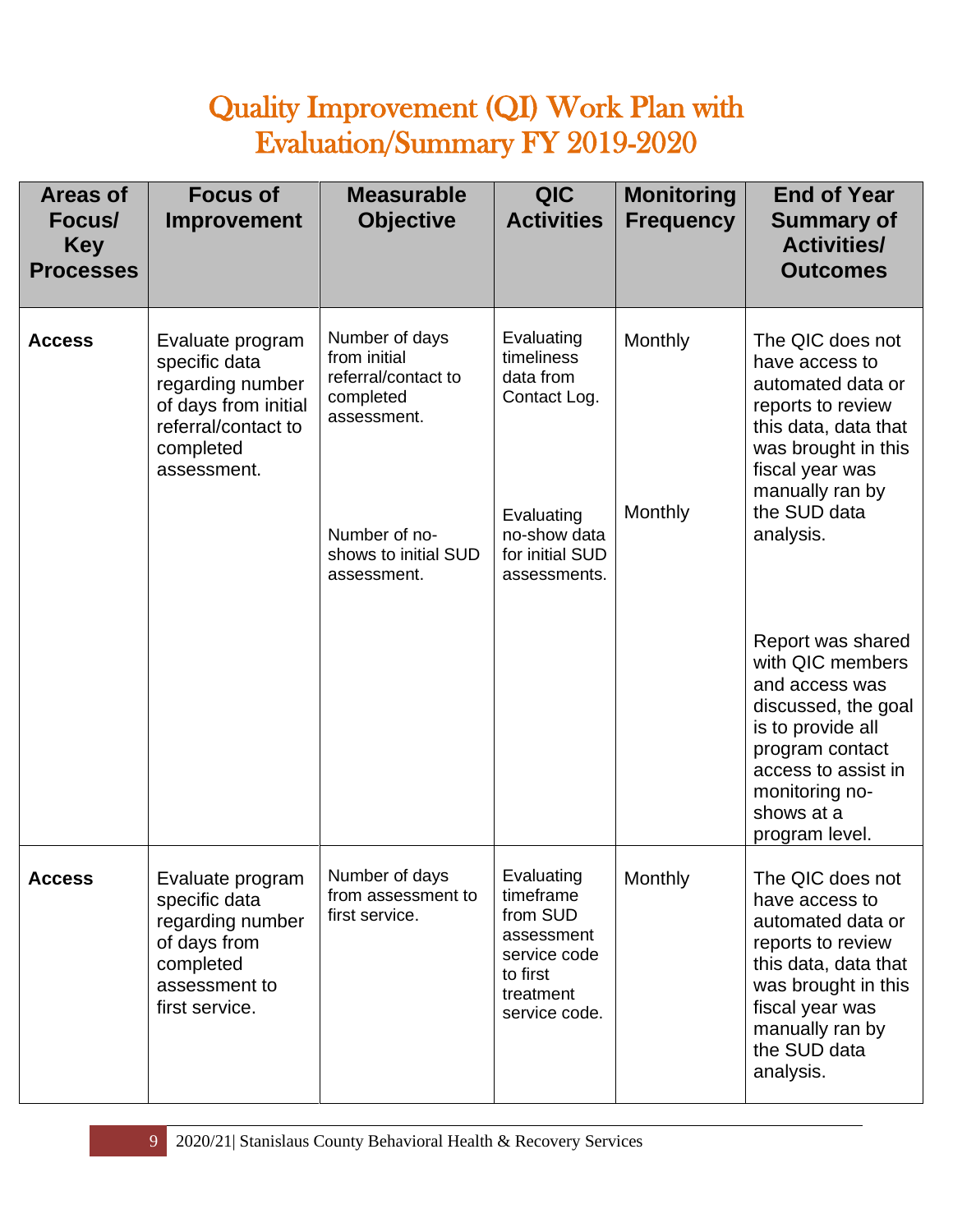# Quality Improvement (QI) Work Plan with Evaluation/Summary FY 2019-2020

| Areas of Focus/ Key Processes | Focus of Improvement | Measurable Objective | QIC Activities | Monitoring Frequency | End of Year Summary of Activities/ Outcomes |
|---|---|---|---|---|---|
| **Access** | Evaluate program specific data regarding number of days from initial referral/contact to completed assessment. | Number of days from initial referral/contact to completed assessment.<br><br>Number of no-shows to initial SUD assessment. | Evaluating timeliness data from Contact Log.<br><br>Evaluating no-show data for initial SUD assessments. | Monthly<br><br>Monthly | The QIC does not have access to automated data or reports to review this data, data that was brought in this fiscal year was manually ran by the SUD data analysis.<br><br>Report was shared with QIC members and access was discussed, the goal is to provide all program contact access to assist in monitoring no-shows at a program level. |
| **Access** | Evaluate program specific data regarding number of days from completed assessment to first service. | Number of days from assessment to first service. | Evaluating timeframe from SUD assessment service code to first treatment service code. | Monthly | The QIC does not have access to automated data or reports to review this data, data that was brought in this fiscal year was manually ran by the SUD data analysis. |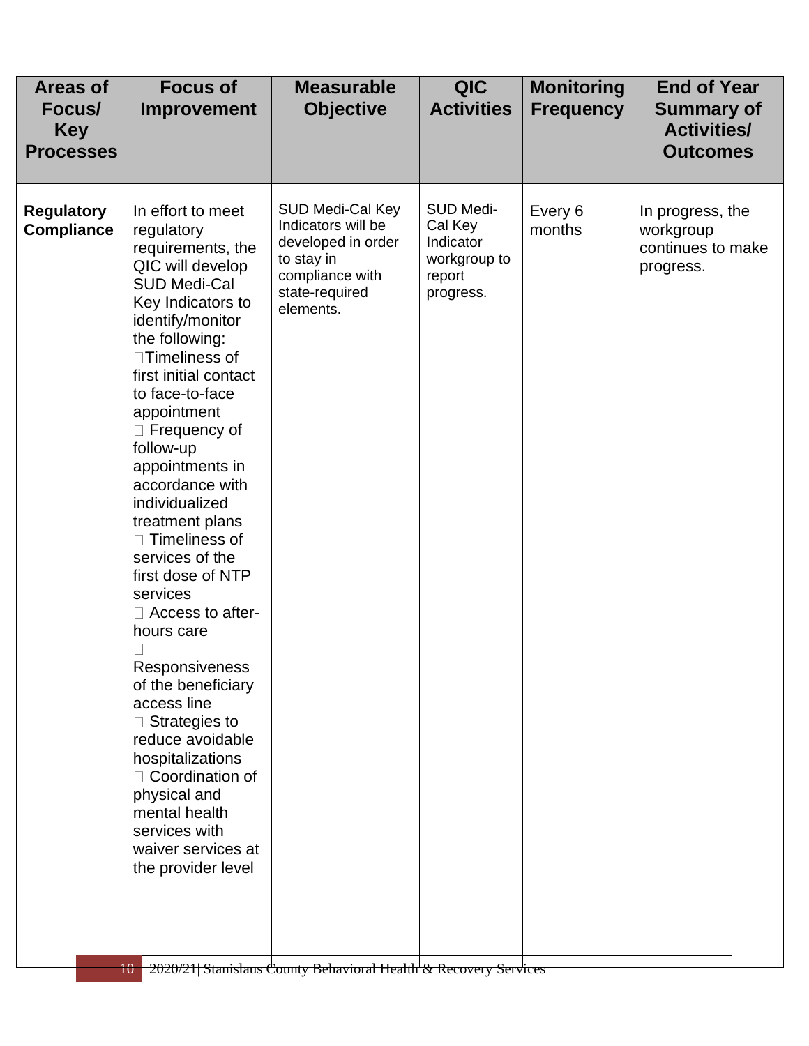| Areas of Focus/ Key Processes | Focus of Improvement | Measurable Objective | QIC Activities | Monitoring Frequency | End of Year Summary of Activities/ Outcomes |
|---|---|---|---|---|---|
| **Regulatory Compliance** | In effort to meet regulatory requirements, the QIC will develop SUD Medi-Cal Key Indicators to identify/monitor the following: ☐Timeliness of first initial contact to face-to-face appointment ☐ Frequency of follow-up appointments in accordance with individualized treatment plans ☐ Timeliness of services of the first dose of NTP services ☐ Access to after-hours care ☐ Responsiveness of the beneficiary access line ☐ Strategies to reduce avoidable hospitalizations ☐ Coordination of physical and mental health services with waiver services at the provider level | SUD Medi-Cal Key Indicators will be developed in order to stay in compliance with state-required elements. | SUD Medi-Cal Key Indicator workgroup to report progress. | Every 6 months | In progress, the workgroup continues to make progress. |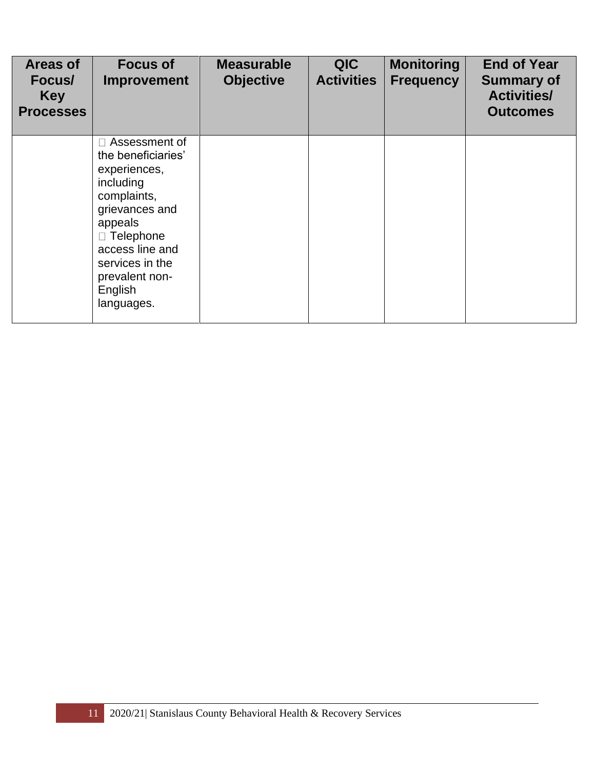| Areas of Focus/ Key Processes | Focus of Improvement | Measurable Objective | QIC Activities | Monitoring Frequency | End of Year Summary of Activities/ Outcomes |
|---|---|---|---|---|---|
| | □ Assessment of the beneficiaries' experiences, including complaints, grievances and appeals<br>□ Telephone access line and services in the prevalent non-English languages. | | | | |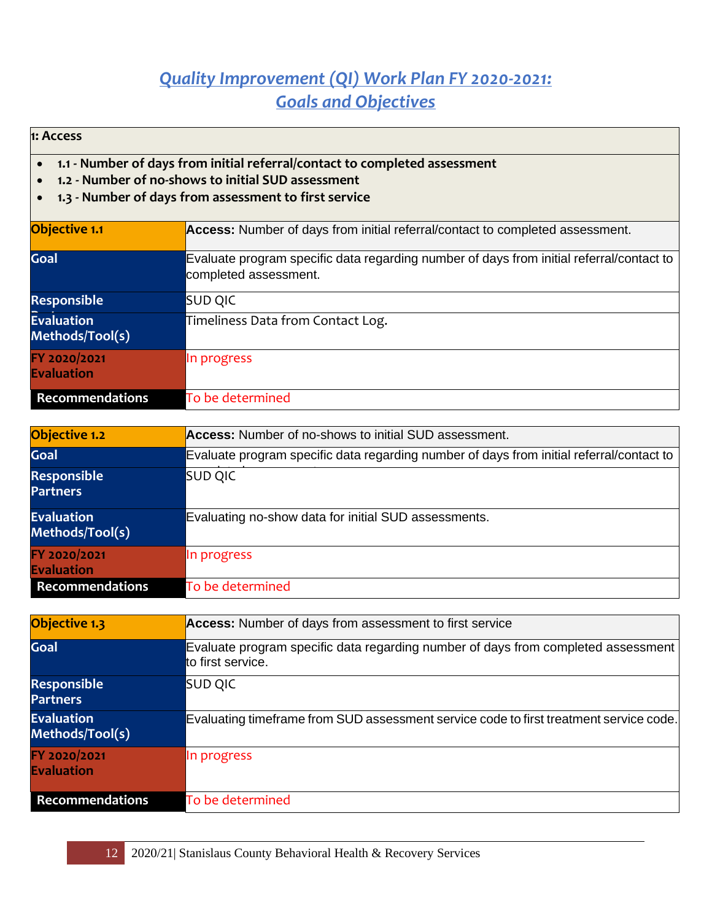# Quality Improvement (QI) Work Plan FY 2020-2021: Goals and Objectives

**1: Access**

- **1.1 - Number of days from initial referral/contact to completed assessment**
- **1.2 - Number of no-shows to initial SUD assessment**
- **1.3 - Number of days from assessment to first service**

| Objective 1.1 | **Access:** Number of days from initial referral/contact to completed assessment. |
|---|---|
| Goal | Evaluate program specific data regarding number of days from initial referral/contact to completed assessment. |
| Responsible | SUD QIC |
| Evaluation Methods/Tool(s) | Timeliness Data from Contact Log. |
| FY 2020/2021 Evaluation | In progress |
| Recommendations | To be determined |

| Objective 1.2 | **Access:** Number of no-shows to initial SUD assessment. |
|---|---|
| Goal | Evaluate program specific data regarding number of days from initial referral/contact to |
| Responsible Partners | SUD QIC |
| Evaluation Methods/Tool(s) | Evaluating no-show data for initial SUD assessments. |
| FY 2020/2021 Evaluation | In progress |
| Recommendations | To be determined |

| Objective 1.3 | **Access:** Number of days from assessment to first service |
|---|---|
| Goal | Evaluate program specific data regarding number of days from completed assessment to first service. |
| Responsible Partners | SUD QIC |
| Evaluation Methods/Tool(s) | Evaluating timeframe from SUD assessment service code to first treatment service code. |
| FY 2020/2021 Evaluation | In progress |
| Recommendations | To be determined |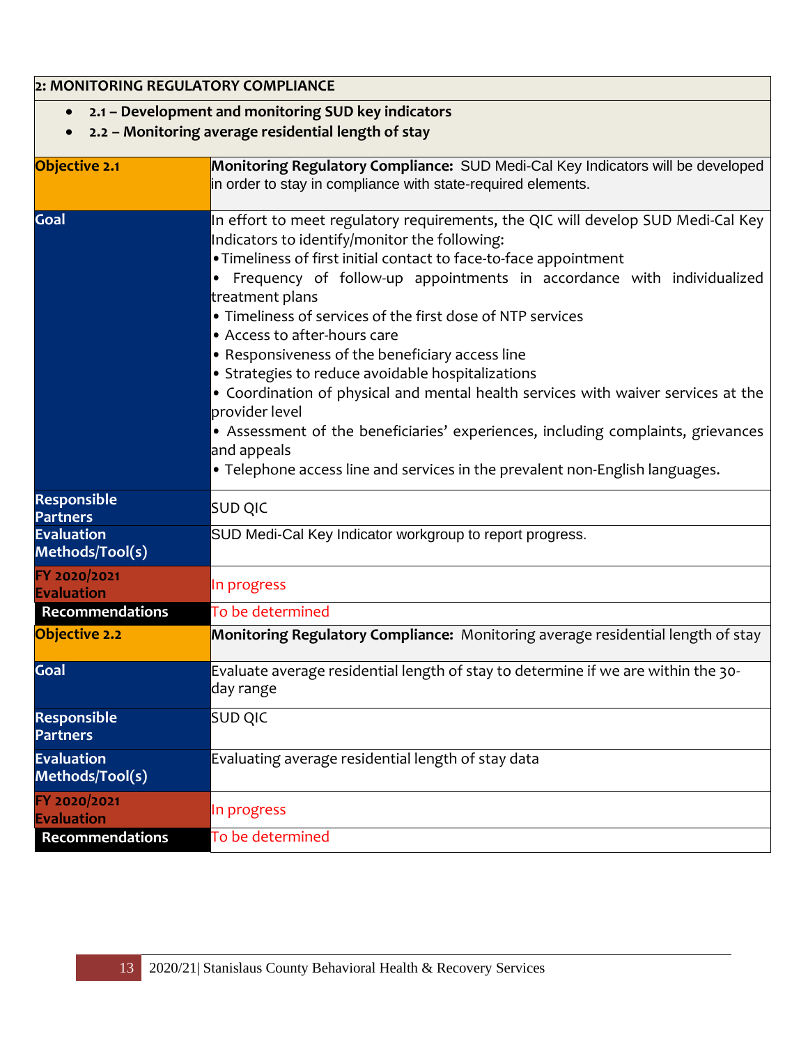## 2: MONITORING REGULATORY COMPLIANCE

- **2.1 – Development and monitoring SUD key indicators**
- **2.2 – Monitoring average residential length of stay**

| | |
|---|---|
| **Objective 2.1** | **Monitoring Regulatory Compliance:** SUD Medi-Cal Key Indicators will be developed in order to stay in compliance with state-required elements. |
| **Goal** | In effort to meet regulatory requirements, the QIC will develop SUD Medi-Cal Key Indicators to identify/monitor the following:<br>• Timeliness of first initial contact to face-to-face appointment<br>• Frequency of follow-up appointments in accordance with individualized treatment plans<br>• Timeliness of services of the first dose of NTP services<br>• Access to after-hours care<br>• Responsiveness of the beneficiary access line<br>• Strategies to reduce avoidable hospitalizations<br>• Coordination of physical and mental health services with waiver services at the provider level<br>• Assessment of the beneficiaries' experiences, including complaints, grievances and appeals<br>• Telephone access line and services in the prevalent non-English languages. |
| **Responsible Partners** | SUD QIC |
| **Evaluation Methods/Tool(s)** | SUD Medi-Cal Key Indicator workgroup to report progress. |
| **FY 2020/2021 Evaluation** | In progress |
| **Recommendations** | To be determined |
| **Objective 2.2** | **Monitoring Regulatory Compliance:** Monitoring average residential length of stay |
| **Goal** | Evaluate average residential length of stay to determine if we are within the 30-day range |
| **Responsible Partners** | SUD QIC |
| **Evaluation Methods/Tool(s)** | Evaluating average residential length of stay data |
| **FY 2020/2021 Evaluation** | In progress |
| **Recommendations** | To be determined |